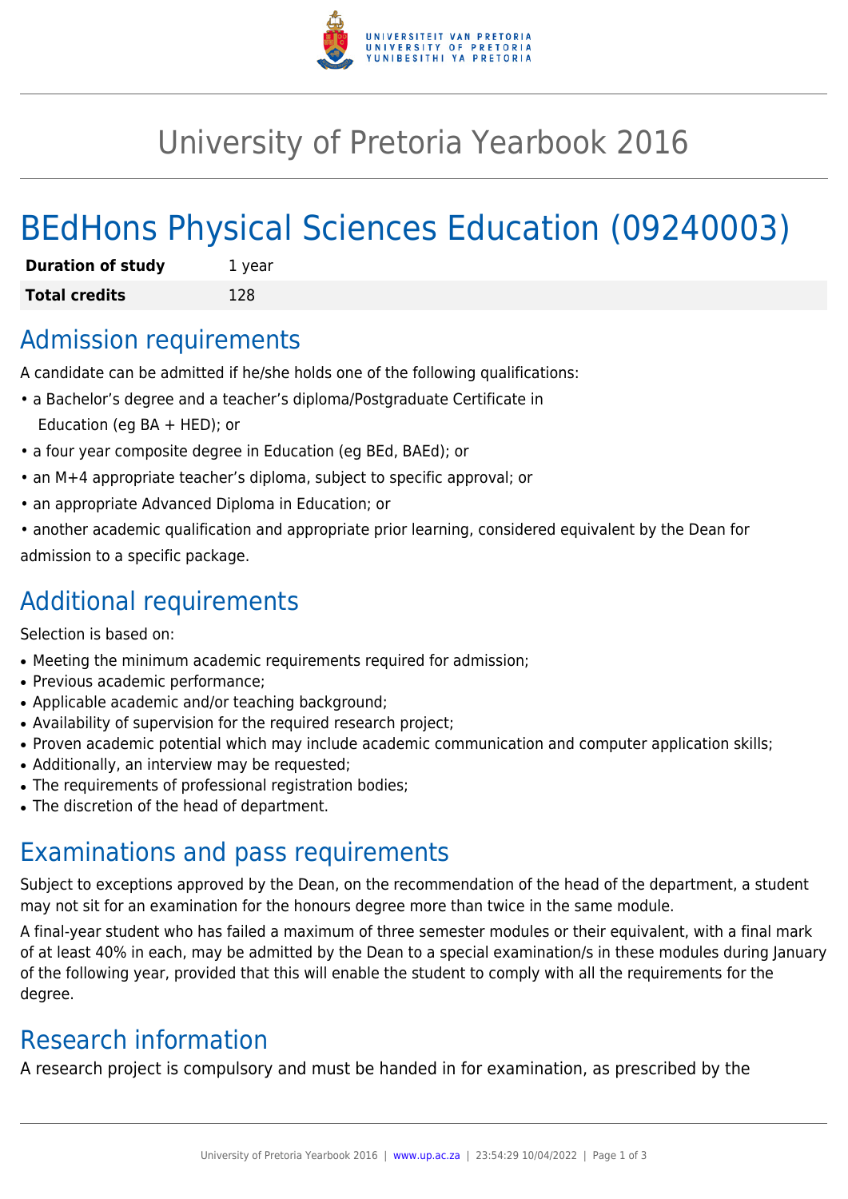# University of Pretoria Yearbook 2016

# BEdHons Physical Sciences Education (09240003)

| **Duration of study** | 1 year |
| --- | --- |
| **Total credits** | 128 |

## Admission requirements

A candidate can be admitted if he/she holds one of the following qualifications:

- a Bachelor's degree and a teacher's diploma/Postgraduate Certificate in Education (eg BA + HED); or
- a four year composite degree in Education (eg BEd, BAEd); or
- an M+4 appropriate teacher's diploma, subject to specific approval; or
- an appropriate Advanced Diploma in Education; or
- another academic qualification and appropriate prior learning, considered equivalent by the Dean for admission to a specific package.

## Additional requirements

Selection is based on:

- Meeting the minimum academic requirements required for admission;
- Previous academic performance;
- Applicable academic and/or teaching background;
- Availability of supervision for the required research project;
- Proven academic potential which may include academic communication and computer application skills;
- Additionally, an interview may be requested;
- The requirements of professional registration bodies;
- The discretion of the head of department.

## Examinations and pass requirements

Subject to exceptions approved by the Dean, on the recommendation of the head of the department, a student may not sit for an examination for the honours degree more than twice in the same module.

A final-year student who has failed a maximum of three semester modules or their equivalent, with a final mark of at least 40% in each, may be admitted by the Dean to a special examination/s in these modules during January of the following year, provided that this will enable the student to comply with all the requirements for the degree.

## Research information

A research project is compulsory and must be handed in for examination, as prescribed by the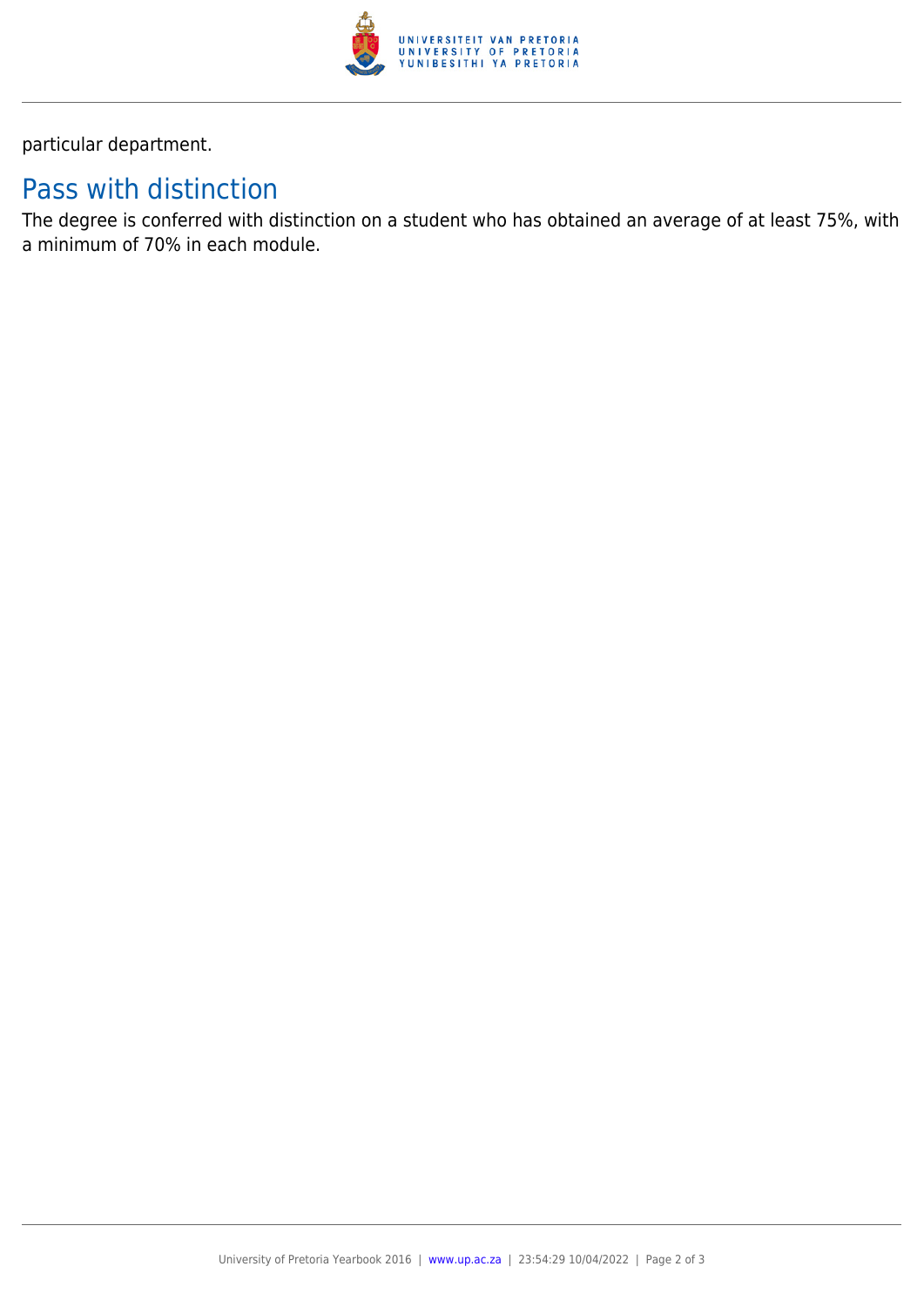particular department.

## Pass with distinction

The degree is conferred with distinction on a student who has obtained an average of at least 75%, with a minimum of 70% in each module.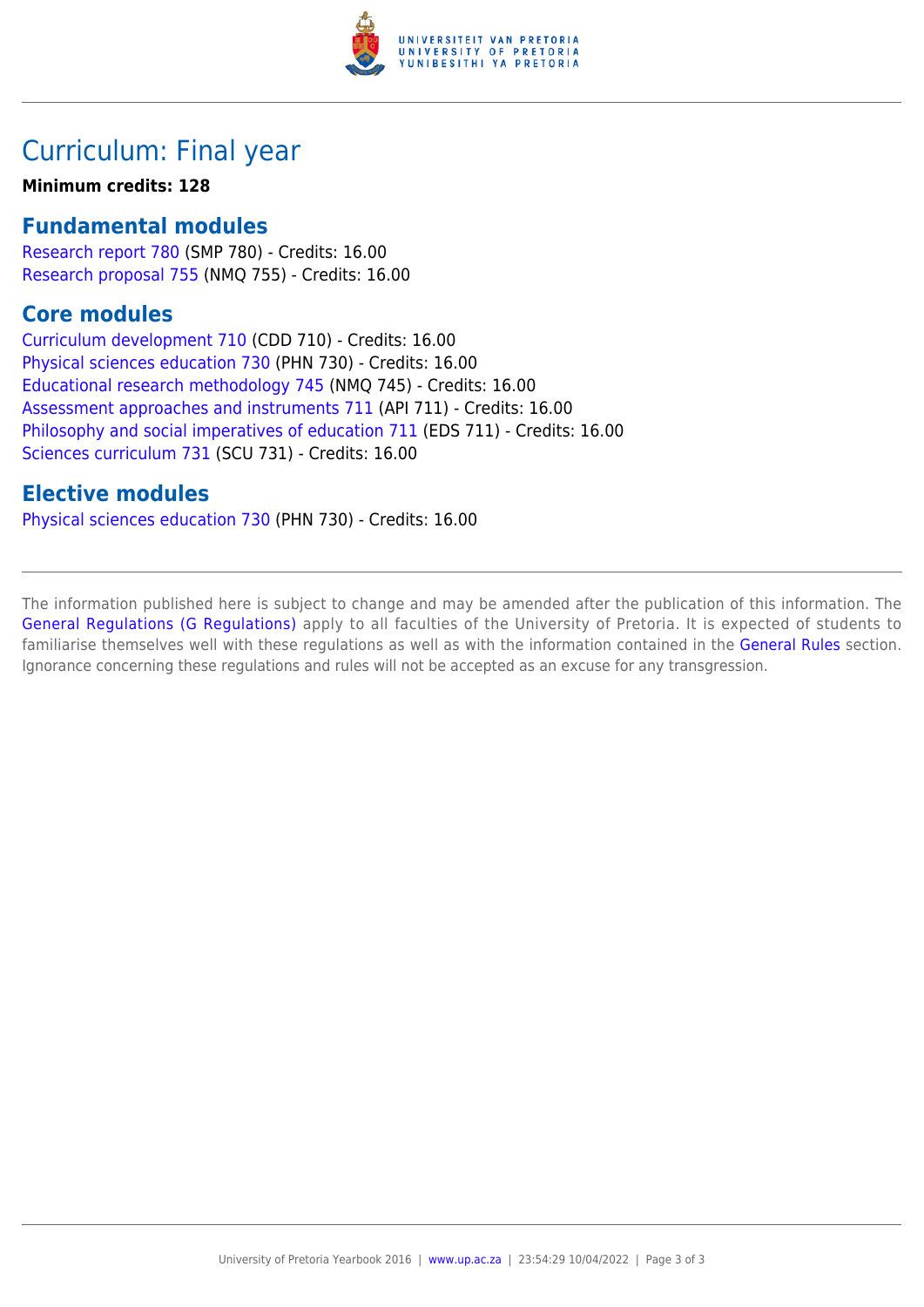# Curriculum: Final year

**Minimum credits: 128**

## Fundamental modules

Research report 780 (SMP 780) - Credits: 16.00
Research proposal 755 (NMQ 755) - Credits: 16.00

## Core modules

Curriculum development 710 (CDD 710) - Credits: 16.00
Physical sciences education 730 (PHN 730) - Credits: 16.00
Educational research methodology 745 (NMQ 745) - Credits: 16.00
Assessment approaches and instruments 711 (API 711) - Credits: 16.00
Philosophy and social imperatives of education 711 (EDS 711) - Credits: 16.00
Sciences curriculum 731 (SCU 731) - Credits: 16.00

## Elective modules

Physical sciences education 730 (PHN 730) - Credits: 16.00

---

The information published here is subject to change and may be amended after the publication of this information. The General Regulations (G Regulations) apply to all faculties of the University of Pretoria. It is expected of students to familiarise themselves well with these regulations as well as with the information contained in the General Rules section. Ignorance concerning these regulations and rules will not be accepted as an excuse for any transgression.